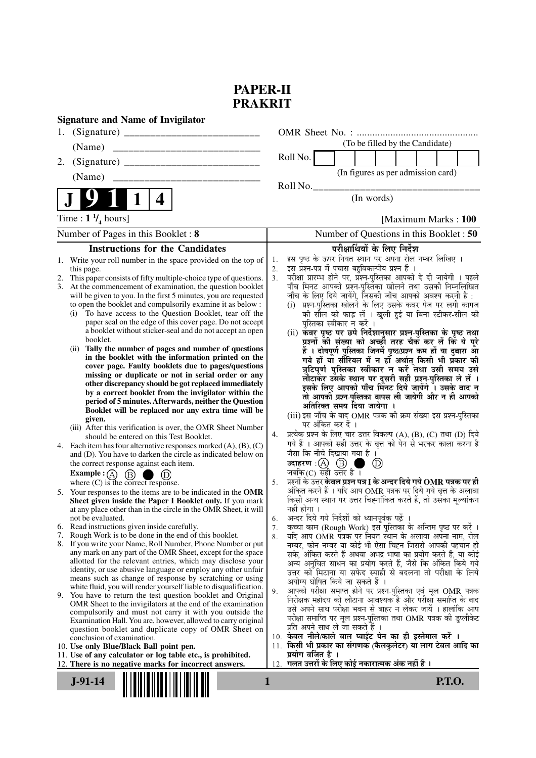# PAPER-II
# PRAKRIT

**Signature and Name of Invigilator**

1. (Signature) __________________________

   (Name) __________________________

2. (Signature) __________________________

   (Name) __________________________

OMR Sheet No. : ...............................................

(To be filled by the Candidate)

Roll No. | | | | | | | | |

(In figures as per admission card)

Roll No.________________________________

(In words)

**J 9 1 1 4**

Time : $1\ ^1/_4$ hours] [Maximum Marks : **100**

Number of Pages in this Booklet : **8**

Number of Questions in this Booklet : **50**

## Instructions for the Candidates

1. Write your roll number in the space provided on the top of this page.
2. This paper consists of fifty multiple-choice type of questions.
3. At the commencement of examination, the question booklet will be given to you. In the first 5 minutes, you are requested to open the booklet and compulsorily examine it as below :
   (i) To have access to the Question Booklet, tear off the paper seal on the edge of this cover page. Do not accept a booklet without sticker-seal and do not accept an open booklet.
   (ii) **Tally the number of pages and number of questions in the booklet with the information printed on the cover page. Faulty booklets due to pages/questions missing or duplicate or not in serial order or any other discrepancy should be got replaced immediately by a correct booklet from the invigilator within the period of 5 minutes. Afterwards, neither the Question Booklet will be replaced nor any extra time will be given.**
   (iii) After this verification is over, the OMR Sheet Number should be entered on this Test Booklet.
4. Each item has four alternative responses marked (A), (B), (C) and (D). You have to darken the circle as indicated below on the correct response against each item.
   **Example :** (A) (B) ● (D)
   where (C) is the correct response.
5. Your responses to the items are to be indicated in the **OMR Sheet given inside the Paper I Booklet only.** If you mark at any place other than in the circle in the OMR Sheet, it will not be evaluated.
6. Read instructions given inside carefully.
7. Rough Work is to be done in the end of this booklet.
8. If you write your Name, Roll Number, Phone Number or put any mark on any part of the OMR Sheet, except for the space allotted for the relevant entries, which may disclose your identity, or use abusive language or employ any other unfair means such as change of response by scratching or using white fluid, you will render yourself liable to disqualification.
9. You have to return the test question booklet and Original OMR Sheet to the invigilators at the end of the examination compulsorily and must not carry it with you outside the Examination Hall. You are, however, allowed to carry original question booklet and duplicate copy of OMR Sheet on conclusion of examination.
10. **Use only Blue/Black Ball point pen.**
11. **Use of any calculator or log table etc., is prohibited.**
12. **There is no negative marks for incorrect answers.**

## परीक्षार्थियों के लिए निर्देश

1. इस पृष्ठ के ऊपर नियत स्थान पर अपना रोल नम्बर लिखिए ।
2. इस प्रश्न-पत्र में पचास बहुविकल्पीय प्रश्न हैं ।
3. परीक्षा प्रारम्भ होने पर, प्रश्न-पुस्तिका आपको दे दी जायेगी । पहले पाँच मिनट आपको प्रश्न-पुस्तिका खोलने तथा उसकी निम्नलिखित जाँच के लिए दिये जायेंगे, जिसकी जाँच आपको अवश्य करनी है :
   (i) प्रश्न-पुस्तिका खोलने के लिए उसके कवर पेज पर लगी कागज की सील को फाड़ लें । खुली हुई या बिना स्टीकर-सील की पुस्तिका स्वीकार न करें ।
   (ii) **कवर पृष्ठ पर छपे निर्देशानुसार प्रश्न-पुस्तिका के पृष्ठ तथा प्रश्नों की संख्या को अच्छी तरह चैक कर लें कि ये पूरे हैं । दोषपूर्ण पुस्तिका जिनमें पृष्ठ/प्रश्न कम हों या दुबारा आ गये हों या सीरियल में न हों अर्थात् किसी भी प्रकार की त्रुटिपूर्ण पुस्तिका स्वीकार न करें तथा उसी समय उसे लौटाकर उसके स्थान पर दूसरी सही प्रश्न-पुस्तिका ले लें । इसके लिए आपको पाँच मिनट दिये जायेंगे । उसके बाद न तो आपकी प्रश्न-पुस्तिका वापस ली जायेगी और न ही आपको अतिरिक्त समय दिया जायेगा ।**
   (iii) इस जाँच के बाद OMR पत्रक की क्रम संख्या इस प्रश्न-पुस्तिका पर अंकित कर दें ।
4. प्रत्येक प्रश्न के लिए चार उत्तर विकल्प (A), (B), (C) तथा (D) दिये गये हैं । आपको सही उत्तर के वृत्त को पेन से भरकर काला करना है जैसा कि नीचे दिखाया गया है ।
   **उदाहरण :** (A) (B) ● (D)
   जबकि (C) सही उत्तर है ।
5. प्रश्नों के उत्तर **केवल प्रश्न पत्र I के अन्दर दिये गये OMR पत्रक पर ही** अंकित करने हैं । यदि आप OMR पत्रक पर दिये गये वृत्त के अलावा किसी अन्य स्थान पर उत्तर चिह्नांकित करते हैं, तो उसका मूल्यांकन नहीं होगा ।
6. अन्दर दिये गये निर्देशों को ध्यानपूर्वक पढ़ें ।
7. कच्चा काम (Rough Work) इस पुस्तिका के अन्तिम पृष्ठ पर करें ।
8. यदि आप OMR पत्रक पर नियत स्थान के अलावा अपना नाम, रोल नम्बर, फोन नम्बर या कोई भी ऐसा चिह्न जिससे आपकी पहचान हो सके, अंकित करते हैं अथवा अभद्र भाषा का प्रयोग करते हैं, या कोई अन्य अनुचित साधन का प्रयोग करते हैं, जैसे कि अंकित किये गये उत्तर को मिटाना या सफेद स्याही से बदलना तो परीक्षा के लिये अयोग्य घोषित किये जा सकते हैं ।
9. आपको परीक्षा समाप्त होने पर प्रश्न-पुस्तिका एवं मूल OMR पत्रक निरीक्षक महोदय को लौटाना आवश्यक है और परीक्षा समाप्ति के बाद उसे अपने साथ परीक्षा भवन से बाहर न लेकर जायें । हालांकि आप परीक्षा समाप्ति पर मूल प्रश्न-पुस्तिका तथा OMR पत्रक की डुप्लीकेट प्रति अपने साथ ले जा सकते हैं ।
10. **केवल नीले/काले बाल प्वाईंट पेन का ही इस्तेमाल करें ।**
11. **किसी भी प्रकार का संगणक (कैलकुलेटर) या लाग टेबल आदि का प्रयोग वर्जित है ।**
12. **गलत उत्तरों के लिए कोई नकारात्मक अंक नहीं हैं ।**

J-91-14

P.T.O.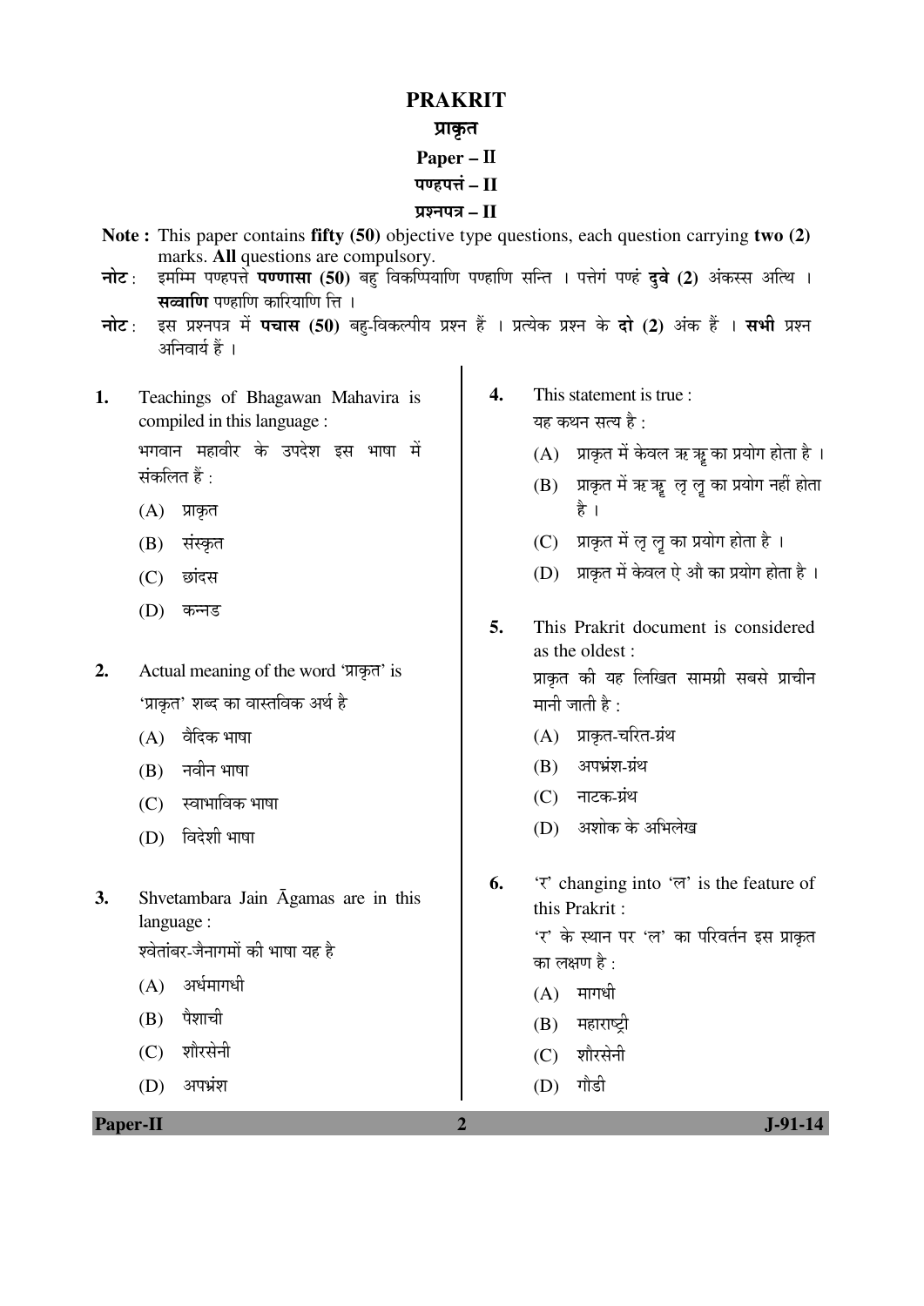# PRAKRIT

## प्राकृत

### Paper – II

### पण्हपत्तं – II

### प्रश्नपत्र – II

**Note :** This paper contains **fifty (50)** objective type questions, each question carrying **two (2)** marks. **All** questions are compulsory.

**नोट :** इमम्मि पण्हपत्ते **पण्णासा (50)** बहु विकप्पियाणि पण्हाणि सन्ति । पत्तेगं पण्हं **दुवे (2)** अंकस्स अत्थि । **सव्वाणि** पण्हाणि कारियाणि त्ति ।

**नोट :** इस प्रश्नपत्र में **पचास (50)** बहु-विकल्पीय प्रश्न हैं । प्रत्येक प्रश्न के **दो (2)** अंक हैं । **सभी** प्रश्न अनिवार्य हैं ।

**1.** Teachings of Bhagawan Mahavira is compiled in this language :

भगवान महावीर के उपदेश इस भाषा में संकलित हैं :

(A) प्राकृत

(B) संस्कृत

(C) छांदस

(D) कन्नड

**2.** Actual meaning of the word 'प्राकृत' is

'प्राकृत' शब्द का वास्तविक अर्थ है

(A) वैदिक भाषा

(B) नवीन भाषा

(C) स्वाभाविक भाषा

(D) विदेशी भाषा

**3.** Shvetambara Jain Āgamas are in this language :

श्वेतांबर-जैनागमों की भाषा यह है

(A) अर्धमागधी

(B) पैशाची

(C) शौरसेनी

(D) अपभ्रंश

**4.** This statement is true :

यह कथन सत्य है :

(A) प्राकृत में केवल ऋ ॠ का प्रयोग होता है ।

(B) प्राकृत में ऋ ॠ ऌ ॡ का प्रयोग नहीं होता है ।

(C) प्राकृत में ऌ ॡ का प्रयोग होता है ।

(D) प्राकृत में केवल ऐ औ का प्रयोग होता है ।

**5.** This Prakrit document is considered as the oldest :

प्राकृत की यह लिखित सामग्री सबसे प्राचीन मानी जाती है :

(A) प्राकृत-चरित-ग्रंथ

(B) अपभ्रंश-ग्रंथ

(C) नाटक-ग्रंथ

(D) अशोक के अभिलेख

**6.** 'र' changing into 'ल' is the feature of this Prakrit :

'र' के स्थान पर 'ल' का परिवर्तन इस प्राकृत का लक्षण है :

(A) मागधी

(B) महाराष्ट्री

(C) शौरसेनी

(D) गौडी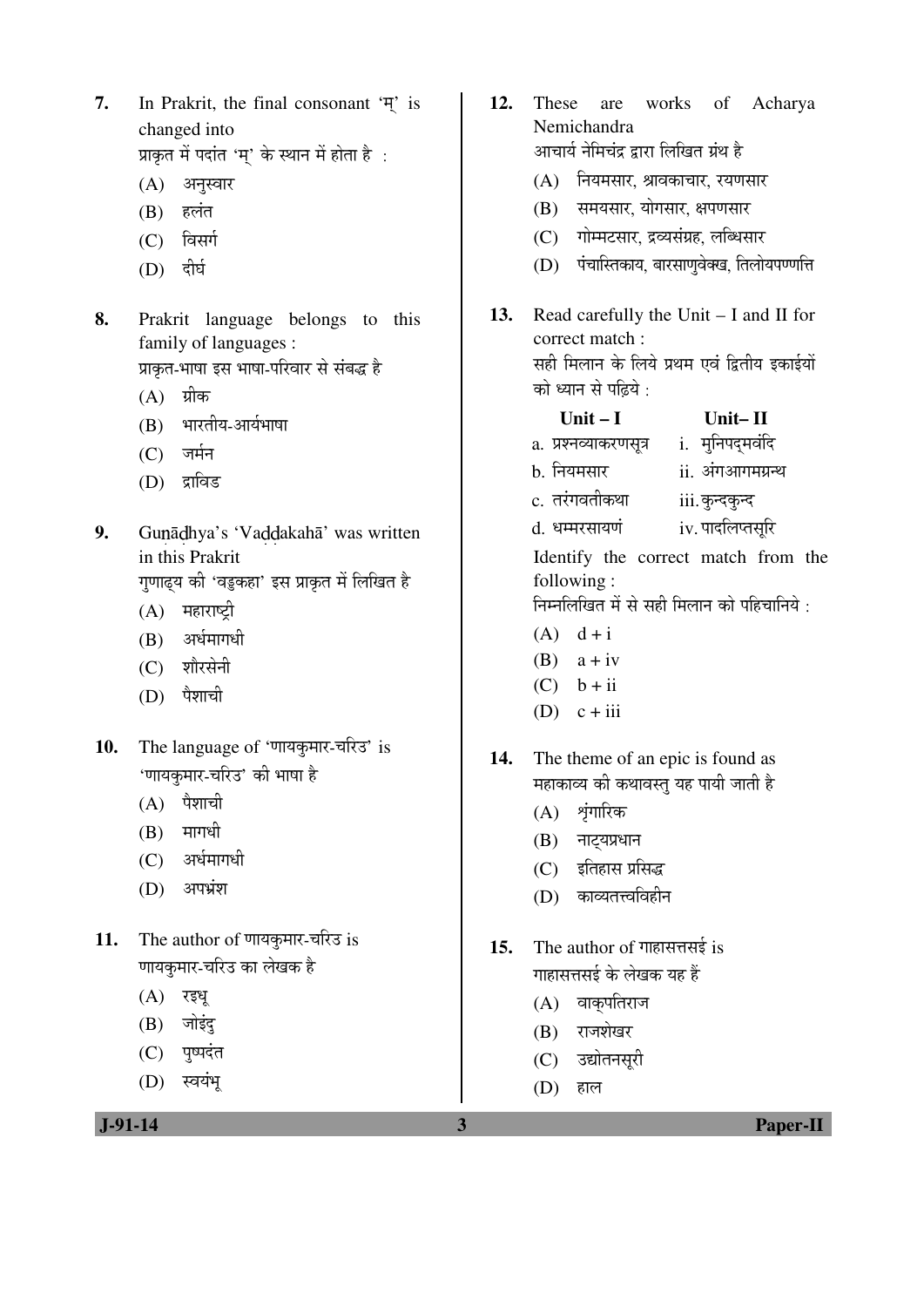7. In Prakrit, the final consonant 'म्' is changed into
   प्राकृत में पदांत 'म्' के स्थान में होता है :
   (A) अनुस्वार
   (B) हलंत
   (C) विसर्ग
   (D) दीर्घ

8. Prakrit language belongs to this family of languages :
   प्राकृत-भाषा इस भाषा-परिवार से संबद्ध है
   (A) ग्रीक
   (B) भारतीय-आर्यभाषा
   (C) जर्मन
   (D) द्राविड

9. Guṇāḍhya's 'Vaḍḍakahā' was written in this Prakrit
   गुणाढ्य की 'वड्डकहा' इस प्राकृत में लिखित है
   (A) महाराष्ट्री
   (B) अर्धमागधी
   (C) शौरसेनी
   (D) पैशाची

10. The language of 'णायकुमार-चरिउ' is
    'णायकुमार-चरिउ' की भाषा है
    (A) पैशाची
    (B) मागधी
    (C) अर्धमागधी
    (D) अपभ्रंश

11. The author of णायकुमार-चरिउ is
    णायकुमार-चरिउ का लेखक है
    (A) रइधू
    (B) जोइंदु
    (C) पुष्पदंत
    (D) स्वयंभू

12. These are works of Acharya Nemichandra
    आचार्य नेमिचंद्र द्वारा लिखित ग्रंथ है
    (A) नियमसार, श्रावकाचार, रयणसार
    (B) समयसार, योगसार, क्षपणसार
    (C) गोम्मटसार, द्रव्यसंग्रह, लब्धिसार
    (D) पंचास्तिकाय, बारसाणुवेक्ख, तिलोयपण्णत्ति

13. Read carefully the Unit – I and II for correct match :
    सही मिलान के लिये प्रथम एवं द्वितीय इकाईयों को ध्यान से पढ़िये :

| Unit – I | Unit– II |
|---|---|
| a. प्रश्नव्याकरणसूत्र | i. मुनिपद्मवंदि |
| b. नियमसार | ii. अंगआगमग्रन्थ |
| c. तरंगवतीकथा | iii. कुन्दकुन्द |
| d. धम्मरसायणं | iv. पादलिप्तसूरि |

    Identify the correct match from the following :
    निम्नलिखित में से सही मिलान को पहिचानिये :
    (A) d + i
    (B) a + iv
    (C) b + ii
    (D) c + iii

14. The theme of an epic is found as
    महाकाव्य की कथावस्तु यह पायी जाती है
    (A) शृंगारिक
    (B) नाट्यप्रधान
    (C) इतिहास प्रसिद्ध
    (D) काव्यतत्त्वविहीन

15. The author of गाहासत्तसई is
    गाहासत्तसई के लेखक यह हैं
    (A) वाक्पतिराज
    (B) राजशेखर
    (C) उद्योतनसूरी
    (D) हाल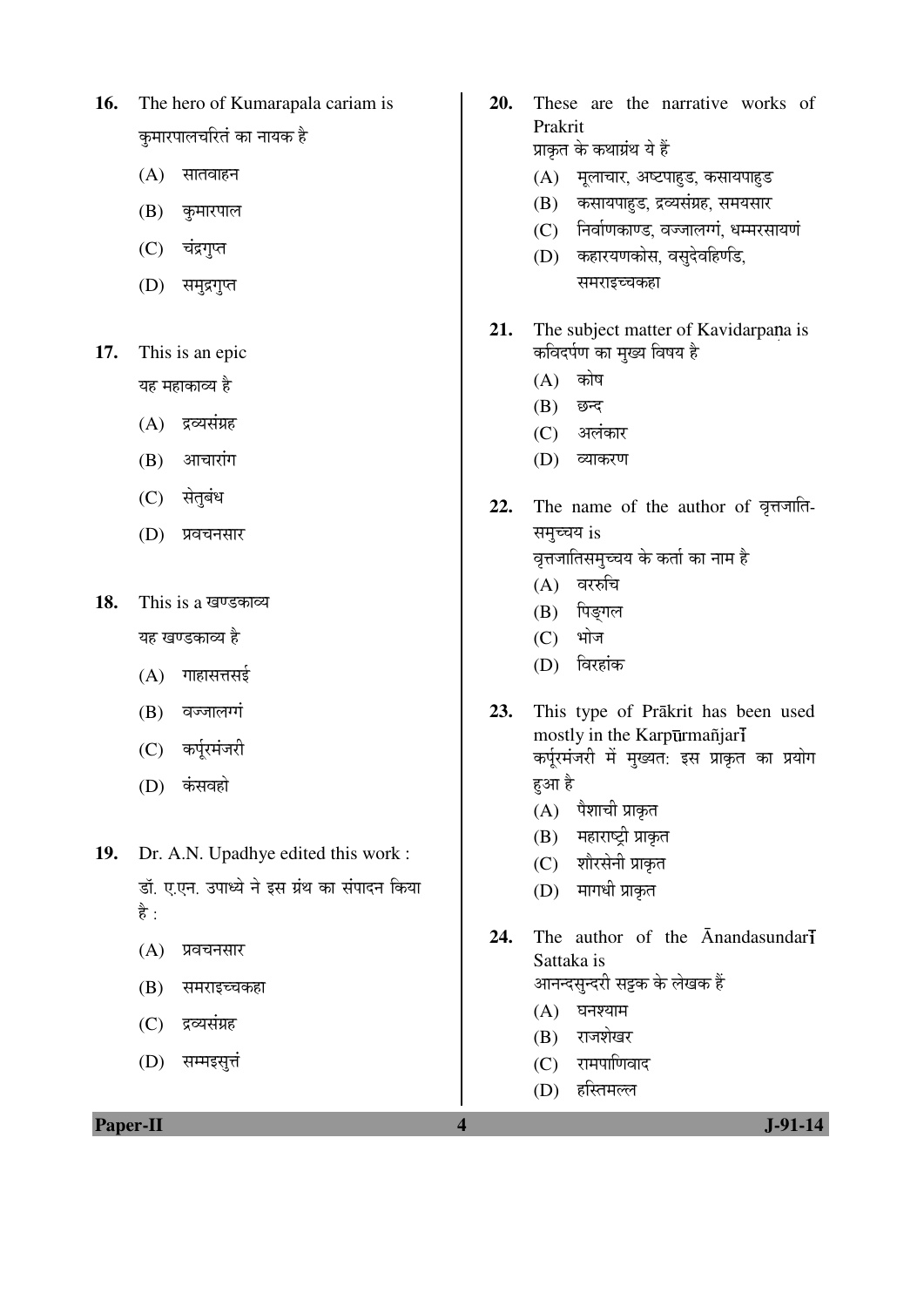16. The hero of Kumarapala cariam is
कुमारपालचरितं का नायक है
   (A) सातवाहन
   (B) कुमारपाल
   (C) चंद्रगुप्त
   (D) समुद्रगुप्त

17. This is an epic
यह महाकाव्य है
   (A) द्रव्यसंग्रह
   (B) आचारांग
   (C) सेतुबंध
   (D) प्रवचनसार

18. This is a खण्डकाव्य
यह खण्डकाव्य है
   (A) गाहासत्तसई
   (B) वज्जालग्गं
   (C) कर्पूरमंजरी
   (D) कंसवहो

19. Dr. A.N. Upadhye edited this work :
डॉ. ए.एन. उपाध्ये ने इस ग्रंथ का संपादन किया है :
   (A) प्रवचनसार
   (B) समराइच्चकहा
   (C) द्रव्यसंग्रह
   (D) सम्मइसुत्तं

20. These are the narrative works of Prakrit
प्राकृत के कथाग्रंथ ये हैं
   (A) मूलाचार, अष्टपाहुड, कसायपाहुड
   (B) कसायपाहुड, द्रव्यसंग्रह, समयसार
   (C) निर्वाणकाण्ड, वज्जालग्गं, धम्मरसायणं
   (D) कहारयणकोस, वसुदेवहिण्डि, समराइच्चकहा

21. The subject matter of Kavidarpaṇa is
कविदर्पण का मुख्य विषय है
   (A) कोष
   (B) छन्द
   (C) अलंकार
   (D) व्याकरण

22. The name of the author of वृत्तजाति-समुच्चय is
वृत्तजातिसमुच्चय के कर्ता का नाम है
   (A) वररुचि
   (B) पिङ्गल
   (C) भोज
   (D) विरहांक

23. This type of Prākrit has been used mostly in the Karpūrmañjarī
कर्पूरमंजरी में मुख्यत: इस प्राकृत का प्रयोग हुआ है
   (A) पैशाची प्राकृत
   (B) महाराष्ट्री प्राकृत
   (C) शौरसेनी प्राकृत
   (D) मागधी प्राकृत

24. The author of the Ānandasundarī Sattaka is
आनन्दसुन्दरी सट्टक के लेखक हैं
   (A) घनश्याम
   (B) राजशेखर
   (C) रामपाणिवाद
   (D) हस्तिमल्ल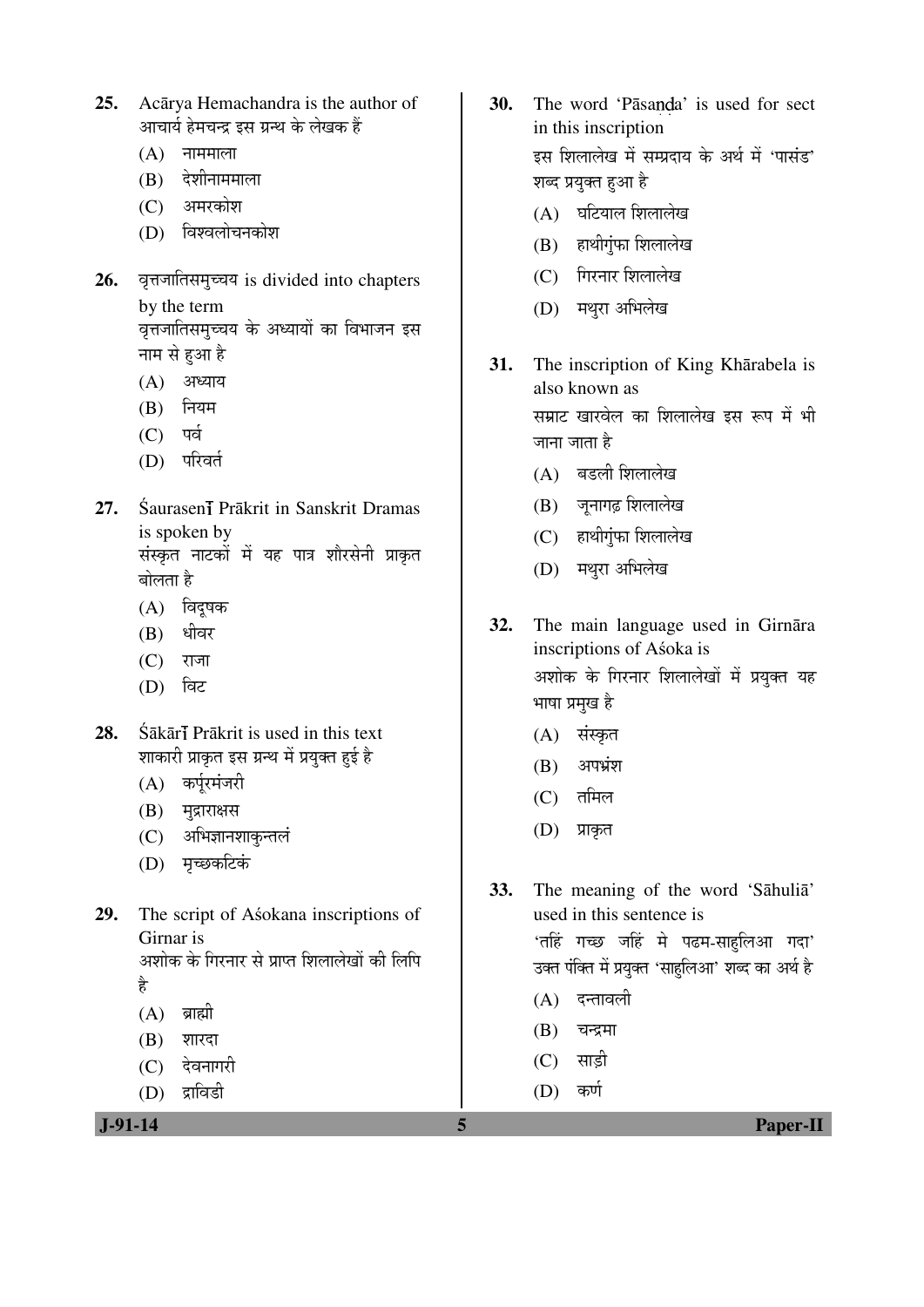**25.** Acārya Hemachandra is the author of
आचार्य हेमचन्द्र इस ग्रन्थ के लेखक हैं

(A) नाममाला
(B) देशीनाममाला
(C) अमरकोश
(D) विश्वलोचनकोश

**26.** वृत्तजातिसमुच्चय is divided into chapters by the term
वृत्तजातिसमुच्चय के अध्यायों का विभाजन इस नाम से हुआ है

(A) अध्याय
(B) नियम
(C) पर्व
(D) परिवर्त

**27.** Śaurasenī Prākrit in Sanskrit Dramas is spoken by
संस्कृत नाटकों में यह पात्र शौरसेनी प्राकृत बोलता है

(A) विदूषक
(B) धीवर
(C) राजा
(D) विट

**28.** Śākārī Prākrit is used in this text
शाकारी प्राकृत इस ग्रन्थ में प्रयुक्त हुई है

(A) कर्पूरमंजरी
(B) मुद्राराक्षस
(C) अभिज्ञानशाकुन्तलं
(D) मृच्छकटिकं

**29.** The script of Aśokana inscriptions of Girnar is
अशोक के गिरनार से प्राप्त शिलालेखों की लिपि है

(A) ब्राह्मी
(B) शारदा
(C) देवनागरी
(D) द्राविडी

**30.** The word 'Pāsaṇḍa' is used for sect in this inscription
इस शिलालेख में सम्प्रदाय के अर्थ में 'पासंड' शब्द प्रयुक्त हुआ है

(A) घटियाल शिलालेख
(B) हाथीगुंफा शिलालेख
(C) गिरनार शिलालेख
(D) मथुरा अभिलेख

**31.** The inscription of King Khārabela is also known as
सम्राट खारवेल का शिलालेख इस रूप में भी जाना जाता है

(A) बडली शिलालेख
(B) जूनागढ़ शिलालेख
(C) हाथीगुंफा शिलालेख
(D) मथुरा अभिलेख

**32.** The main language used in Girnāra inscriptions of Aśoka is
अशोक के गिरनार शिलालेखों में प्रयुक्त यह भाषा प्रमुख है

(A) संस्कृत
(B) अपभ्रंश
(C) तमिल
(D) प्राकृत

**33.** The meaning of the word 'Sāhuliā' used in this sentence is
'तहिं गच्छ जहिं मे पढम-साहुलिआ गदा' उक्त पंक्ति में प्रयुक्त 'साहुलिआ' शब्द का अर्थ है

(A) दन्तावली
(B) चन्द्रमा
(C) साड़ी
(D) कर्ण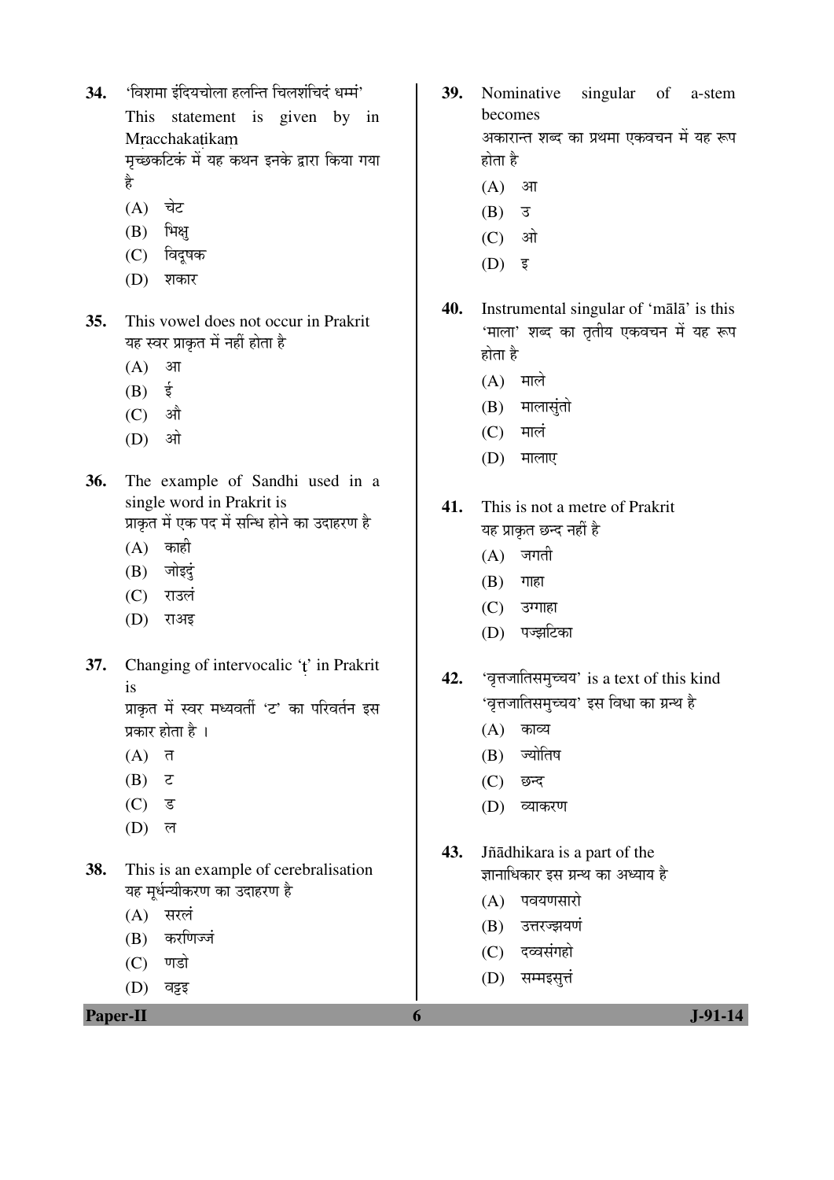34. 'विशमा इंदियचोला हलन्ति चिलशंचिदं धम्मं'
This statement is given by in Mṛacchakaṭikaṃ
मृच्छकटिकं में यह कथन इनके द्वारा किया गया है
(A) चेट
(B) भिक्षु
(C) विदूषक
(D) शकार

35. This vowel does not occur in Prakrit
यह स्वर प्राकृत में नहीं होता है
(A) आ
(B) ई
(C) औ
(D) ओ

36. The example of Sandhi used in a single word in Prakrit is
प्राकृत में एक पद में सन्धि होने का उदाहरण है
(A) काही
(B) जोइदुं
(C) राउलं
(D) राअइ

37. Changing of intervocalic 'ṭ' in Prakrit is
प्राकृत में स्वर मध्यवर्ती 'ट' का परिवर्तन इस प्रकार होता है ।
(A) त
(B) ट
(C) ड
(D) ल

38. This is an example of cerebralisation
यह मूर्धन्यीकरण का उदाहरण है
(A) सरलं
(B) करणिज्जं
(C) णडो
(D) वट्टइ

39. Nominative singular of a-stem becomes
अकारान्त शब्द का प्रथमा एकवचन में यह रूप होता है
(A) आ
(B) उ
(C) ओ
(D) इ

40. Instrumental singular of 'mālā' is this
'माला' शब्द का तृतीय एकवचन में यह रूप होता है
(A) माले
(B) मालासुंतो
(C) मालं
(D) मालाए

41. This is not a metre of Prakrit
यह प्राकृत छन्द नहीं है
(A) जगती
(B) गाहा
(C) उग्गाहा
(D) पज्झटिका

42. 'वृत्तजातिसमुच्चय' is a text of this kind
'वृत्तजातिसमुच्चय' इस विधा का ग्रन्थ है
(A) काव्य
(B) ज्योतिष
(C) छन्द
(D) व्याकरण

43. Jñādhikara is a part of the
ज्ञानाधिकार इस ग्रन्थ का अध्याय है
(A) पवयणसारो
(B) उत्तरज्झयणं
(C) दव्वसंगहो
(D) सम्मइसुत्तं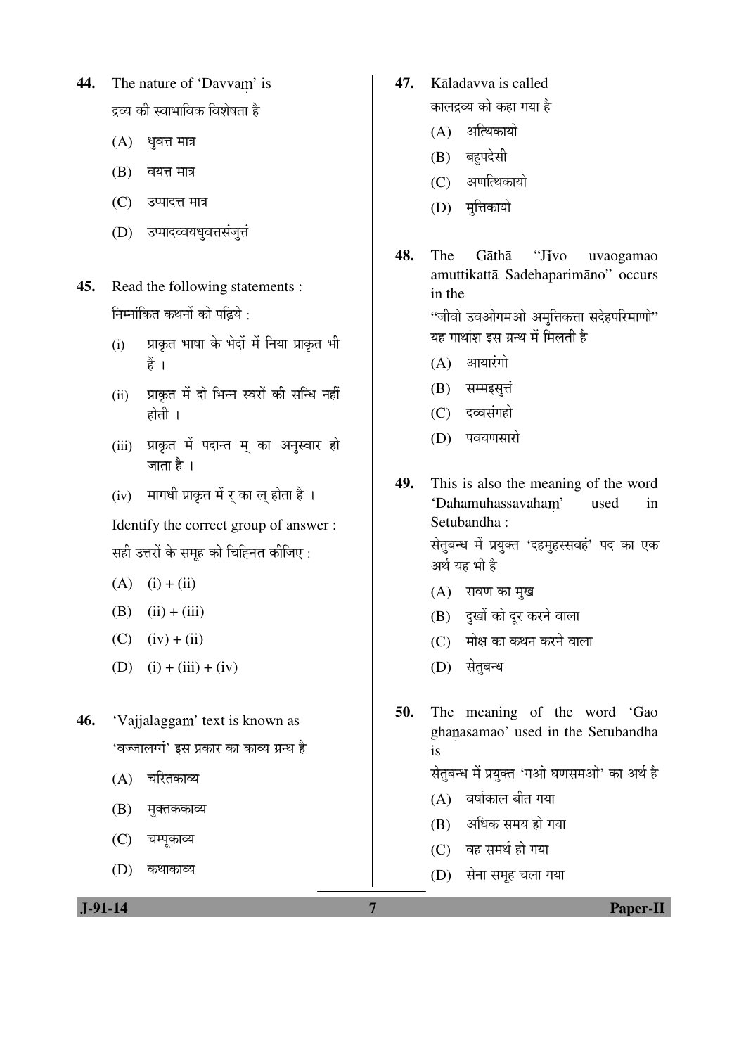44. The nature of 'Davvaṃ' is

द्रव्य की स्वाभाविक विशेषता है

(A) धुवत्त मात्र

(B) वयत्त मात्र

(C) उप्पादत्त मात्र

(D) उप्पादव्वयधुवत्तसंजुत्तं

45. Read the following statements :

निम्नांकित कथनों को पढ़िये :

(i) प्राकृत भाषा के भेदों में निया प्राकृत भी हैं ।

(ii) प्राकृत में दो भिन्न स्वरों की सन्धि नहीं होती ।

(iii) प्राकृत में पदान्त म् का अनुस्वार हो जाता है ।

(iv) मागधी प्राकृत में र् का ल् होता है ।

Identify the correct group of answer :

सही उत्तरों के समूह को चिह्नित कीजिए :

(A) (i) + (ii)

(B) (ii) + (iii)

(C) (iv) + (ii)

(D) (i) + (iii) + (iv)

46. 'Vajjalaggaṃ' text is known as

'वज्जालग्गं' इस प्रकार का काव्य ग्रन्थ है

(A) चरितकाव्य

(B) मुक्तककाव्य

(C) चम्पूकाव्य

(D) कथाकाव्य

47. Kāladavva is called

कालद्रव्य को कहा गया है

(A) अत्थिकायो

(B) बहुपदेसी

(C) अणत्थिकायो

(D) मुत्तिकायो

48. The Gāthā "Jīvo uvaogamao amuttikattā Sadehaparimāno" occurs in the

"जीवो उवओगमओ अमुत्तिकत्ता सदेहपरिमाणो" यह गाथांश इस ग्रन्थ में मिलती है

(A) आयारंगो

(B) सम्मइसुत्तं

(C) दव्वसंगहो

(D) पवयणसारो

49. This is also the meaning of the word 'Dahamuhassavahaṃ' used in Setubandha :

सेतुबन्ध में प्रयुक्त 'दहमुहस्सवहं' पद का एक अर्थ यह भी है

(A) रावण का मुख

(B) दुखों को दूर करने वाला

(C) मोक्ष का कथन करने वाला

(D) सेतुबन्ध

50. The meaning of the word 'Gao ghaṇasamao' used in the Setubandha is

सेतुबन्ध में प्रयुक्त 'गओ घणसमओ' का अर्थ है

(A) वर्षाकाल बीत गया

(B) अधिक समय हो गया

(C) वह समर्थ हो गया

(D) सेना समूह चला गया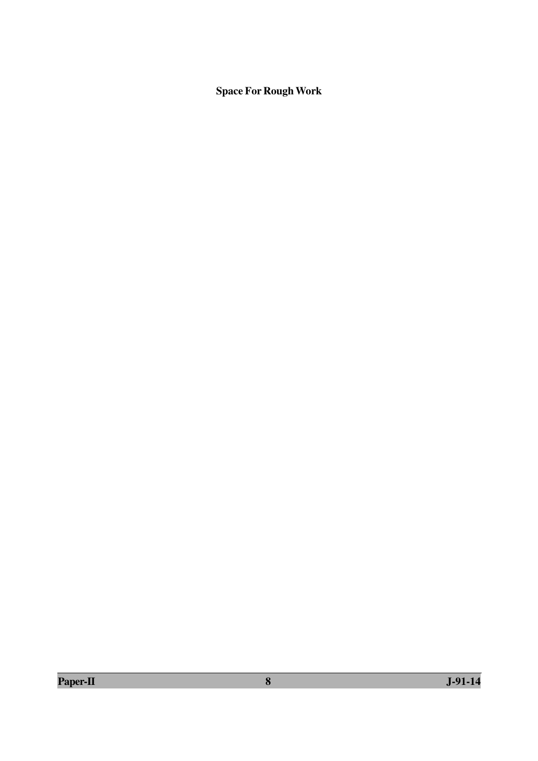**Space For Rough Work**